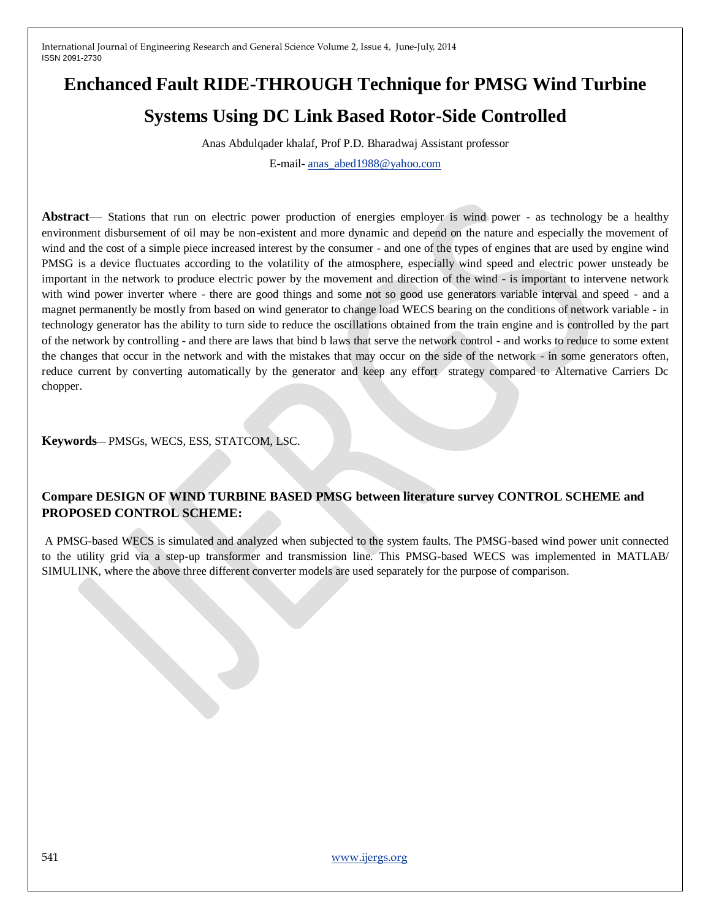# Enchanced Fault RIDE-THROUGH Technique for PMSG Wind Turbine Systems Using DC Link Based Rotor-Side Controlled

Anas Abdulqader khalaf, Prof P.D. Bharadwaj Assistant professor

E-mail- anas_abed1988@yahoo.com

**Abstract**— Stations that run on electric power production of energies employer is wind power - as technology be a healthy environment disbursement of oil may be non-existent and more dynamic and depend on the nature and especially the movement of wind and the cost of a simple piece increased interest by the consumer - and one of the types of engines that are used by engine wind PMSG is a device fluctuates according to the volatility of the atmosphere, especially wind speed and electric power unsteady be important in the network to produce electric power by the movement and direction of the wind - is important to intervene network with wind power inverter where - there are good things and some not so good use generators variable interval and speed - and a magnet permanently be mostly from based on wind generator to change load WECS bearing on the conditions of network variable - in technology generator has the ability to turn side to reduce the oscillations obtained from the train engine and is controlled by the part of the network by controlling - and there are laws that bind b laws that serve the network control - and works to reduce to some extent the changes that occur in the network and with the mistakes that may occur on the side of the network - in some generators often, reduce current by converting automatically by the generator and keep any effort strategy compared to Alternative Carriers Dc chopper.

**Keywords**— PMSGs, WECS, ESS, STATCOM, LSC.

### Compare DESIGN OF WIND TURBINE BASED PMSG between literature survey CONTROL SCHEME and PROPOSED CONTROL SCHEME:

A PMSG-based WECS is simulated and analyzed when subjected to the system faults. The PMSG-based wind power unit connected to the utility grid via a step-up transformer and transmission line. This PMSG-based WECS was implemented in MATLAB/ SIMULINK, where the above three different converter models are used separately for the purpose of comparison.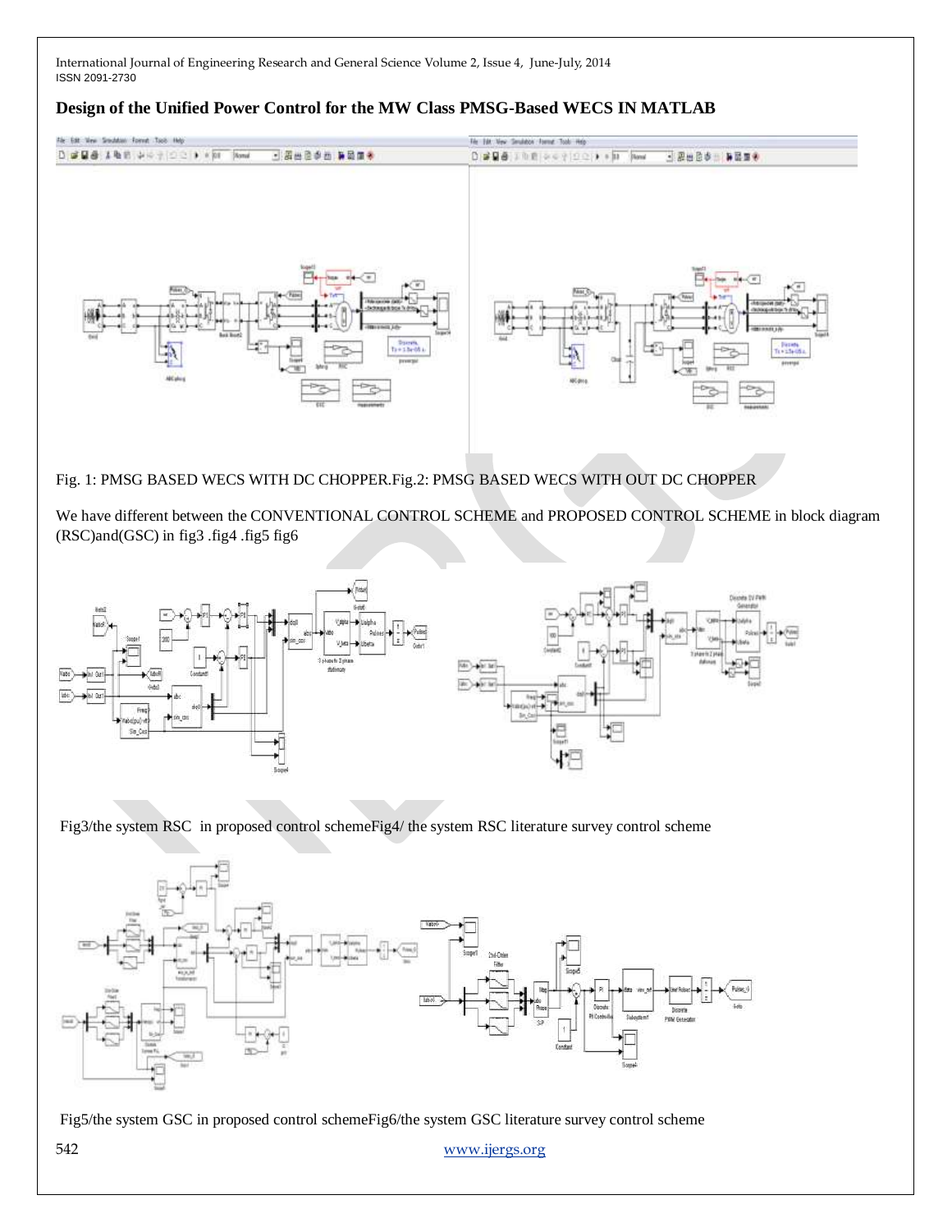## Design of the Unified Power Control for the MW Class PMSG-Based WECS IN MATLAB

Fig. 1: PMSG BASED WECS WITH DC CHOPPER.Fig.2: PMSG BASED WECS WITH OUT DC CHOPPER

We have different between the CONVENTIONAL CONTROL SCHEME and PROPOSED CONTROL SCHEME in block diagram (RSC)and(GSC) in fig3 .fig4 .fig5 fig6

Fig3/the system RSC in proposed control schemeFig4/ the system RSC literature survey control scheme

Fig5/the system GSC in proposed control schemeFig6/the system GSC literature survey control scheme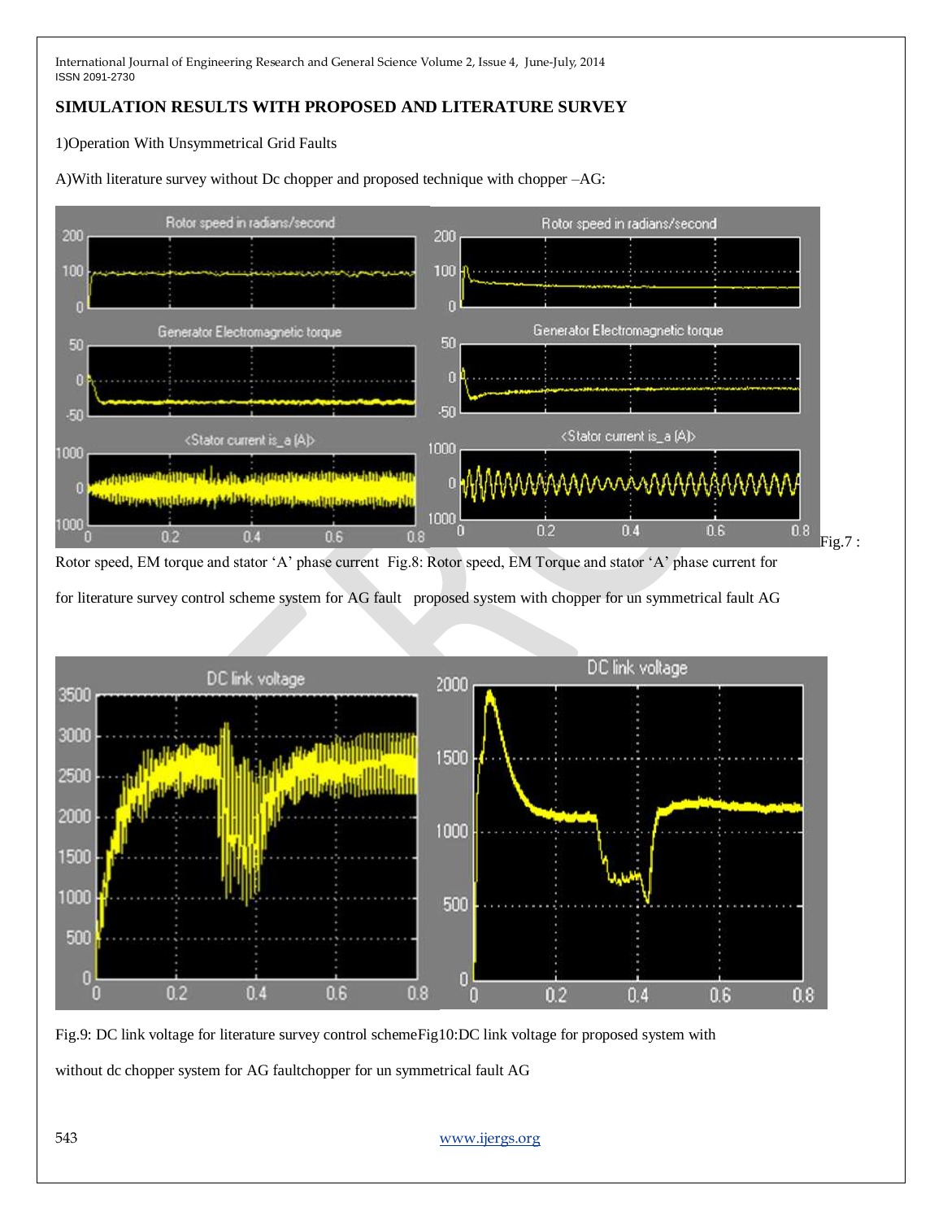## SIMULATION RESULTS WITH PROPOSED AND LITERATURE SURVEY

1)Operation With Unsymmetrical Grid Faults

A)With literature survey without Dc chopper and proposed technique with chopper –AG:

Fig.7 : Rotor speed, EM torque and stator 'A' phase current for literature survey control scheme system for AG fault

Fig.8: Rotor speed, EM Torque and stator 'A' phase current for proposed system with chopper for un symmetrical fault AG

Fig.9: DC link voltage for literature survey control scheme without dc chopper system for AG fault

Fig10:DC link voltage for proposed system with chopper for un symmetrical fault AG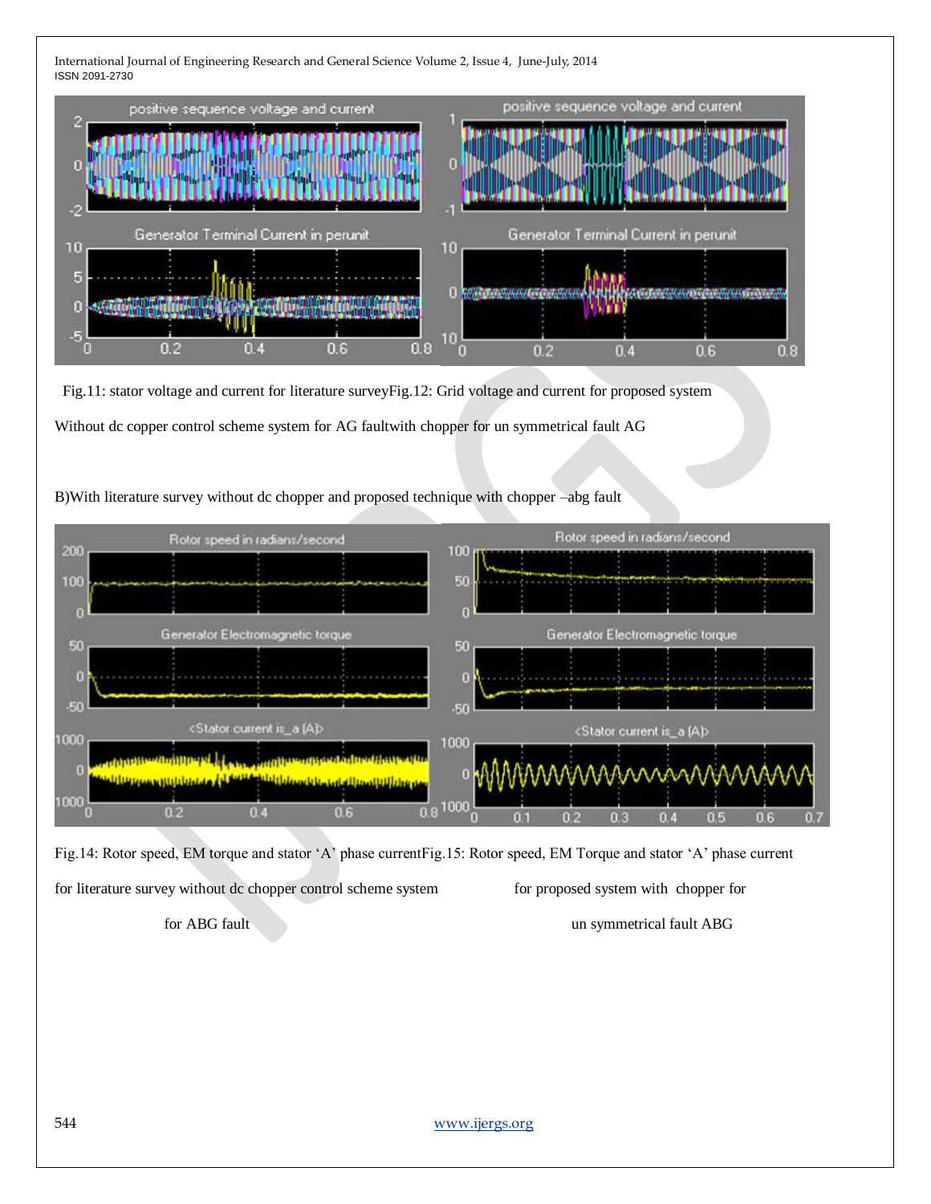Fig.11: stator voltage and current for literature surveyFig.12: Grid voltage and current for proposed system

Without dc copper control scheme system for AG faultwith chopper for un symmetrical fault AG

B)With literature survey without dc chopper and proposed technique with chopper –abg fault

Fig.14: Rotor speed, EM torque and stator 'A' phase currentFig.15: Rotor speed, EM Torque and stator 'A' phase current

for literature survey without dc chopper control scheme system for proposed system with chopper for

for ABG fault un symmetrical fault ABG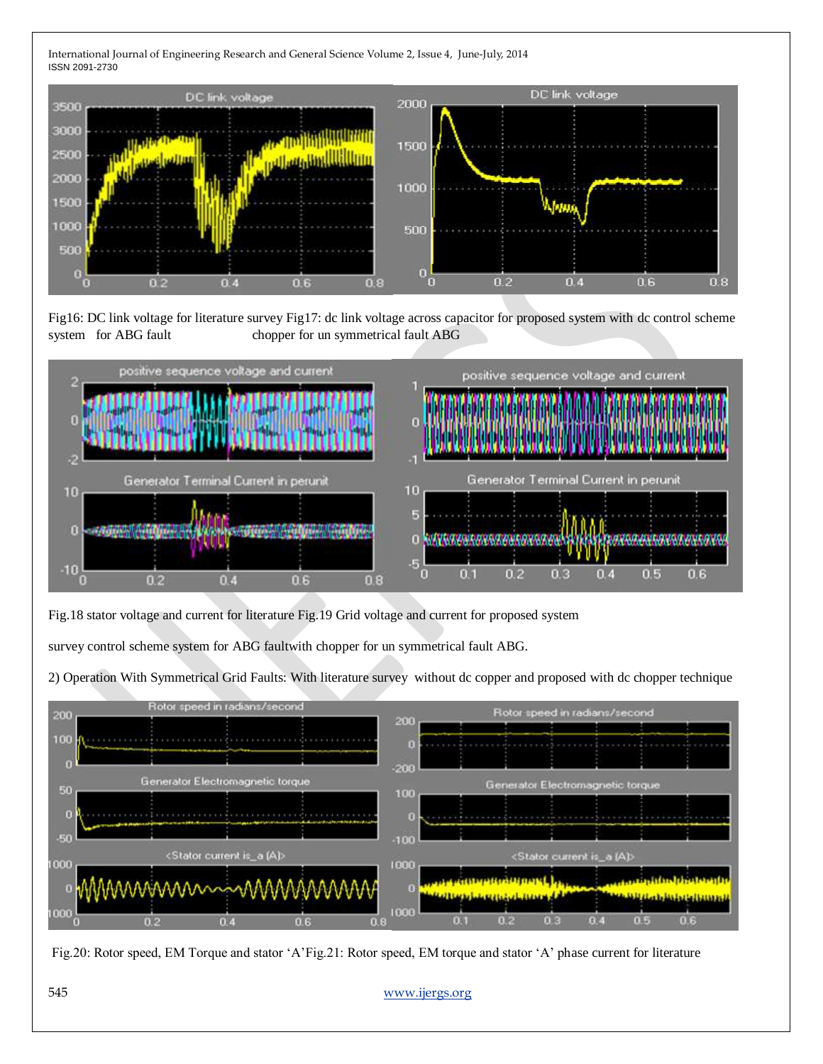Fig16: DC link voltage for literature survey system for ABG fault

Fig17: dc link voltage across capacitor for proposed system with dc control scheme chopper for un symmetrical fault ABG

Fig.18 stator voltage and current for literature survey control scheme system for ABG fault

Fig.19 Grid voltage and current for proposed system with chopper for un symmetrical fault ABG.

2) Operation With Symmetrical Grid Faults: With literature survey without dc copper and proposed with dc chopper technique

Fig.20: Rotor speed, EM Torque and stator 'A'

Fig.21: Rotor speed, EM torque and stator 'A' phase current for literature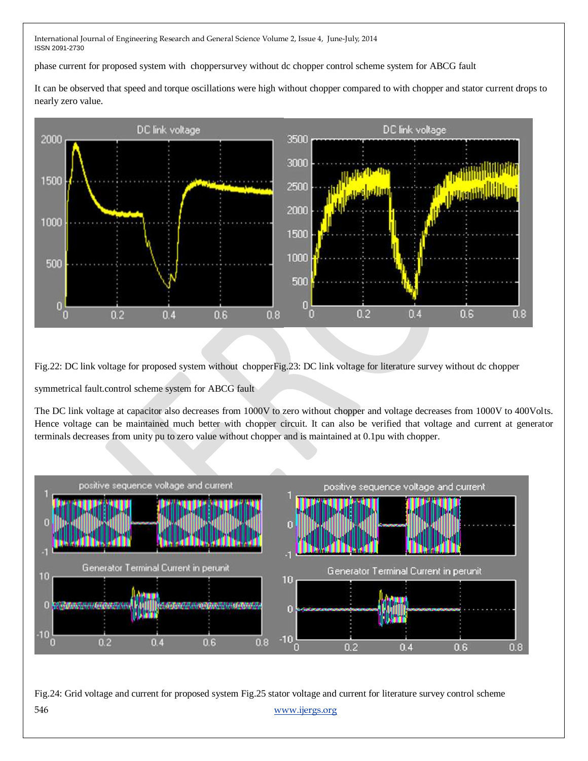phase current for proposed system with choppersurvey without dc chopper control scheme system for ABCG fault

It can be observed that speed and torque oscillations were high without chopper compared to with chopper and stator current drops to nearly zero value.

Fig.22: DC link voltage for proposed system without chopperFig.23: DC link voltage for literature survey without dc chopper

symmetrical fault.control scheme system for ABCG fault

The DC link voltage at capacitor also decreases from 1000V to zero without chopper and voltage decreases from 1000V to 400Volts. Hence voltage can be maintained much better with chopper circuit. It can also be verified that voltage and current at generator terminals decreases from unity pu to zero value without chopper and is maintained at 0.1pu with chopper.

Fig.24: Grid voltage and current for proposed system Fig.25 stator voltage and current for literature survey control scheme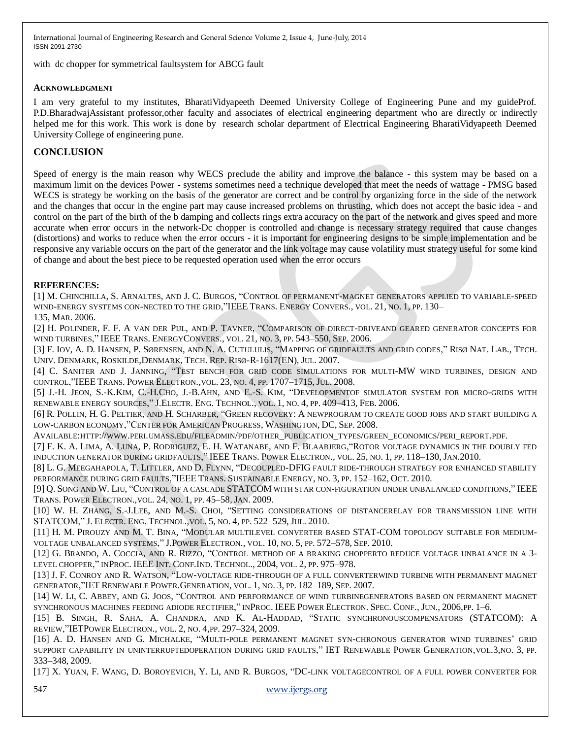with dc chopper for symmetrical faultsystem for ABCG fault

#### ACKNOWLEDGMENT

I am very grateful to my institutes, BharatiVidyapeeth Deemed University College of Engineering Pune and my guideProf. P.D.BharadwajAssistant professor,other faculty and associates of electrical engineering department who are directly or indirectly helped me for this work. This work is done by research scholar department of Electrical Engineering BharatiVidyapeeth Deemed University College of engineering pune.

## CONCLUSION

Speed of energy is the main reason why WECS preclude the ability and improve the balance - this system may be based on a maximum limit on the devices Power - systems sometimes need a technique developed that meet the needs of wattage - PMSG based WECS is strategy be working on the basis of the generator are correct and be control by organizing force in the side of the network and the changes that occur in the engine part may cause increased problems on thrusting, which does not accept the basic idea - and control on the part of the birth of the b damping and collects rings extra accuracy on the part of the network and gives speed and more accurate when error occurs in the network-Dc chopper is controlled and change is necessary strategy required that cause changes (distortions) and works to reduce when the error occurs - it is important for engineering designs to be simple implementation and be responsive any variable occurs on the part of the generator and the link voltage may cause volatility must strategy useful for some kind of change and about the best piece to be requested operation used when the error occurs

**REFERENCES:**

[1] M. Chinchilla, S. Arnaltes, and J. C. Burgos, "Control of permanent-magnet generators applied to variable-speed wind-energy systems con-nected to the grid,"IEEE Trans. Energy Convers., vol. 21, no. 1, pp. 130–135, Mar. 2006.

[2] H. Polinder, F. F. A van der Pijl, and P. Tavner, "Comparison of direct-driveand geared generator concepts for wind turbines," IEEE Trans. EnergyConvers., vol. 21, no. 3, pp. 543–550, Sep. 2006.

[3] F. Iov, A. D. Hansen, P. Sørensen, and N. A. Cutululis, "Mapping of gridfaults and grid codes," Risø Nat. Lab., Tech. Univ. Denmark, Roskilde,Denmark, Tech. Rep. Risø-R-1617(EN), Jul. 2007.

[4] C. Saniter and J. Janning, "Test bench for grid code simulations for multi-MW wind turbines, design and control,"IEEE Trans. Power Electron.,vol. 23, no. 4, pp. 1707–1715, Jul. 2008.

[5] J.-H. Jeon, S.-K.Kim, C.-H.Cho, J.-B.Ahn, and E.-S. Kim, "Developmentof simulator system for micro-grids with renewable energy sources," J.Electr. Eng. Technol., vol. 1, no. 4, pp. 409–413, Feb. 2006.

[6] R. Pollin, H. G. Peltier, and H. Scharber, "Green recovery: A newprogram to create good jobs and start building a low-carbon economy,"Center for American Progress, Washington, DC, Sep. 2008.

Available:http://www.peri.umass.edu/fileadmin/pdf/other_publication_types/green_economics/peri_report.pdf.

[7] F. K. A. Lima, A. Luna, P. Rodriguez, E. H. Watanabe, and F. Blaabjerg,"Rotor voltage dynamics in the doubly fed induction generator during gridfaults," IEEE Trans. Power Electron., vol. 25, no. 1, pp. 118–130, Jan.2010.

[8] L. G. Meegahapola, T. Littler, and D. Flynn, "Decoupled-DFIG fault ride-through strategy for enhanced stability performance during grid faults,"IEEE Trans. Sustainable Energy, no. 3, pp. 152–162, Oct. 2010.

[9] Q. Song and W. Liu, "Control of a cascade STATCOM with star con-figuration under unbalanced conditions," IEEE Trans. Power Electron.,vol. 24, no. 1, pp. 45–58, Jan. 2009.

[10] W. H. Zhang, S.-J.Lee, and M.-S. Choi, "Setting considerations of distancerelay for transmission line with STATCOM," J. Electr. Eng. Technol.,vol. 5, no. 4, pp. 522–529, Jul. 2010.

[11] H. M. Pirouzy and M. T. Bina, "Modular multilevel converter based STAT-COM topology suitable for medium-voltage unbalanced systems," J.Power Electron., vol. 10, no. 5, pp. 572–578, Sep. 2010.

[12] G. Brando, A. Coccia, and R. Rizzo, "Control method of a braking chopperto reduce voltage unbalance in a 3-level chopper," inProc. IEEE Int. Conf.Ind. Technol., 2004, vol. 2, pp. 975–978.

[13] J. F. Conroy and R. Watson, "Low-voltage ride-through of a full converterwind turbine with permanent magnet generator,"IET Renewable Power.Generation, vol. 1, no. 3, pp. 182–189, Sep. 2007.

[14] W. Li, C. Abbey, and G. Joos, "Control and performance of wind turbinegenerators based on permanent magnet synchronous machines feeding adiode rectifier," inProc. IEEE Power Electron. Spec. Conf., Jun., 2006,pp. 1–6.

[15] B. Singh, R. Saha, A. Chandra, and K. Al-Haddad, "Static synchronouscompensators (STATCOM): A review,"IETPower Electron., vol. 2, no. 4,pp. 297–324, 2009.

[16] A. D. Hansen and G. Michalke, "Multi-pole permanent magnet syn-chronous generator wind turbines' grid support capability in uninterruptedoperation during grid faults," IET Renewable Power Generation,vol.3,no. 3, pp. 333–348, 2009.

[17] X. Yuan, F. Wang, D. Boroyevich, Y. Li, and R. Burgos, "DC-link voltagecontrol of a full power converter for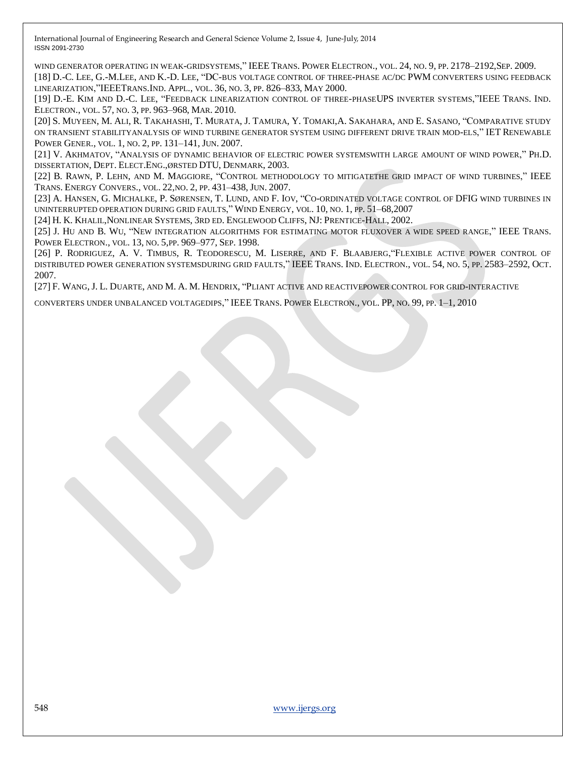WIND GENERATOR OPERATING IN WEAK-GRIDSYSTEMS," IEEE TRANS. POWER ELECTRON., VOL. 24, NO. 9, PP. 2178–2192,SEP. 2009.

[18] D.-C. LEE, G.-M.LEE, AND K.-D. LEE, "DC-BUS VOLTAGE CONTROL OF THREE-PHASE AC/DC PWM CONVERTERS USING FEEDBACK LINEARIZATION,"IEEETRANS.IND. APPL., VOL. 36, NO. 3, PP. 826–833, MAY 2000.

[19] D.-E. KIM AND D.-C. LEE, "FEEDBACK LINEARIZATION CONTROL OF THREE-PHASEUPS INVERTER SYSTEMS,"IEEE TRANS. IND. ELECTRON., VOL. 57, NO. 3, PP. 963–968, MAR. 2010.

[20] S. MUYEEN, M. ALI, R. TAKAHASHI, T. MURATA, J. TAMURA, Y. TOMAKI,A. SAKAHARA, AND E. SASANO, "COMPARATIVE STUDY ON TRANSIENT STABILITYANALYSIS OF WIND TURBINE GENERATOR SYSTEM USING DIFFERENT DRIVE TRAIN MOD-ELS," IET RENEWABLE POWER GENER., VOL. 1, NO. 2, PP. 131–141, JUN. 2007.

[21] V. AKHMATOV, "ANALYSIS OF DYNAMIC BEHAVIOR OF ELECTRIC POWER SYSTEMSWITH LARGE AMOUNT OF WIND POWER," PH.D. DISSERTATION, DEPT. ELECT.ENG.,ØRSTED DTU, DENMARK, 2003.

[22] B. RAWN, P. LEHN, AND M. MAGGIORE, "CONTROL METHODOLOGY TO MITIGATETHE GRID IMPACT OF WIND TURBINES," IEEE TRANS. ENERGY CONVERS., VOL. 22,NO. 2, PP. 431–438, JUN. 2007.

[23] A. HANSEN, G. MICHALKE, P. SØRENSEN, T. LUND, AND F. IOV, "CO-ORDINATED VOLTAGE CONTROL OF DFIG WIND TURBINES IN UNINTERRUPTED OPERATION DURING GRID FAULTS," WIND ENERGY, VOL. 10, NO. 1, PP. 51–68,2007

[24] H. K. KHALIL,NONLINEAR SYSTEMS, 3RD ED. ENGLEWOOD CLIFFS, NJ: PRENTICE-HALL, 2002.

[25] J. HU AND B. WU, "NEW INTEGRATION ALGORITHMS FOR ESTIMATING MOTOR FLUXOVER A WIDE SPEED RANGE," IEEE TRANS. POWER ELECTRON., VOL. 13, NO. 5,PP. 969–977, SEP. 1998.

[26] P. RODRIGUEZ, A. V. TIMBUS, R. TEODORESCU, M. LISERRE, AND F. BLAABJERG,"FLEXIBLE ACTIVE POWER CONTROL OF DISTRIBUTED POWER GENERATION SYSTEMSDURING GRID FAULTS," IEEE TRANS. IND. ELECTRON., VOL. 54, NO. 5, PP. 2583–2592, OCT. 2007.

[27] F. WANG, J. L. DUARTE, AND M. A. M. HENDRIX, "PLIANT ACTIVE AND REACTIVEPOWER CONTROL FOR GRID-INTERACTIVE CONVERTERS UNDER UNBALANCED VOLTAGEDIPS," IEEE TRANS. POWER ELECTRON., VOL. PP, NO. 99, PP. 1–1, 2010